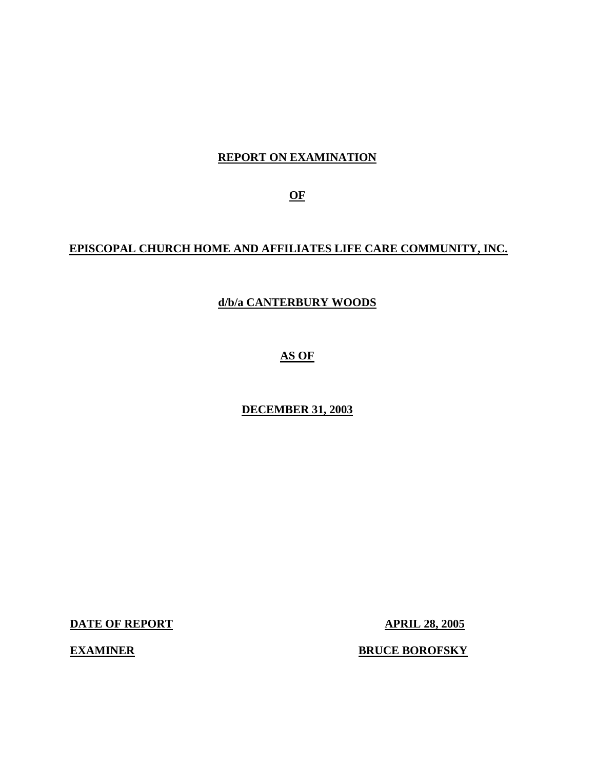# REPORT ON EXAMINATION

**OF**

# EPISCOPAL CHURCH HOME AND AFFILIATES LIFE CARE COMMUNITY, INC.

**d/b/a CANTERBURY WOODS**

**AS OF**

**DECEMBER 31, 2003**

**DATE OF REPORT** **APRIL 28, 2005**

**EXAMINER** **BRUCE BOROFSKY**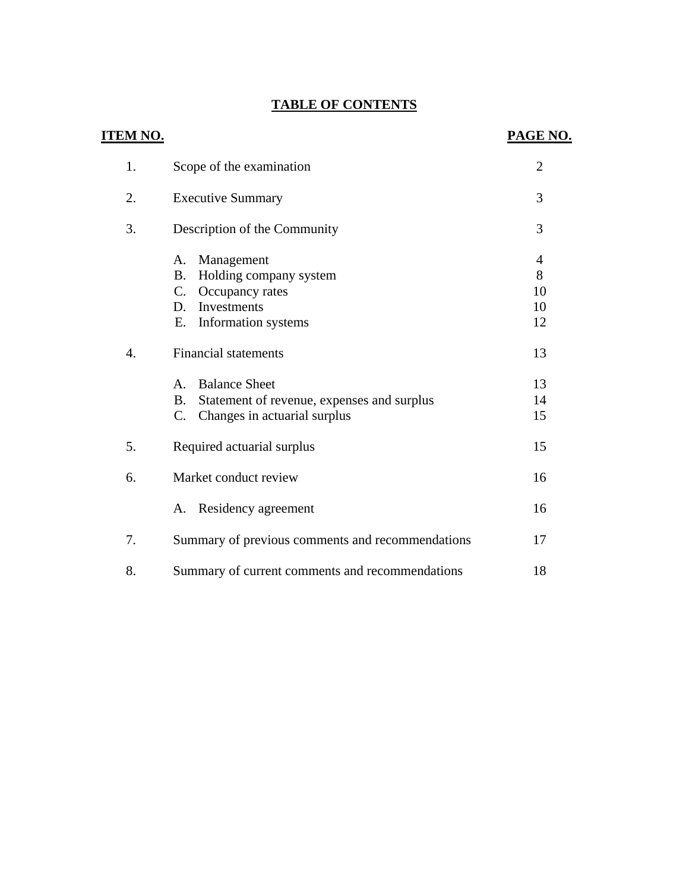# TABLE OF CONTENTS

| ITEM NO. | | PAGE NO. |
|---|---|---|
| 1. | Scope of the examination | 2 |
| 2. | Executive Summary | 3 |
| 3. | Description of the Community | 3 |
| | A. Management | 4 |
| | B. Holding company system | 8 |
| | C. Occupancy rates | 10 |
| | D. Investments | 10 |
| | E. Information systems | 12 |
| 4. | Financial statements | 13 |
| | A. Balance Sheet | 13 |
| | B. Statement of revenue, expenses and surplus | 14 |
| | C. Changes in actuarial surplus | 15 |
| 5. | Required actuarial surplus | 15 |
| 6. | Market conduct review | 16 |
| | A. Residency agreement | 16 |
| 7. | Summary of previous comments and recommendations | 17 |
| 8. | Summary of current comments and recommendations | 18 |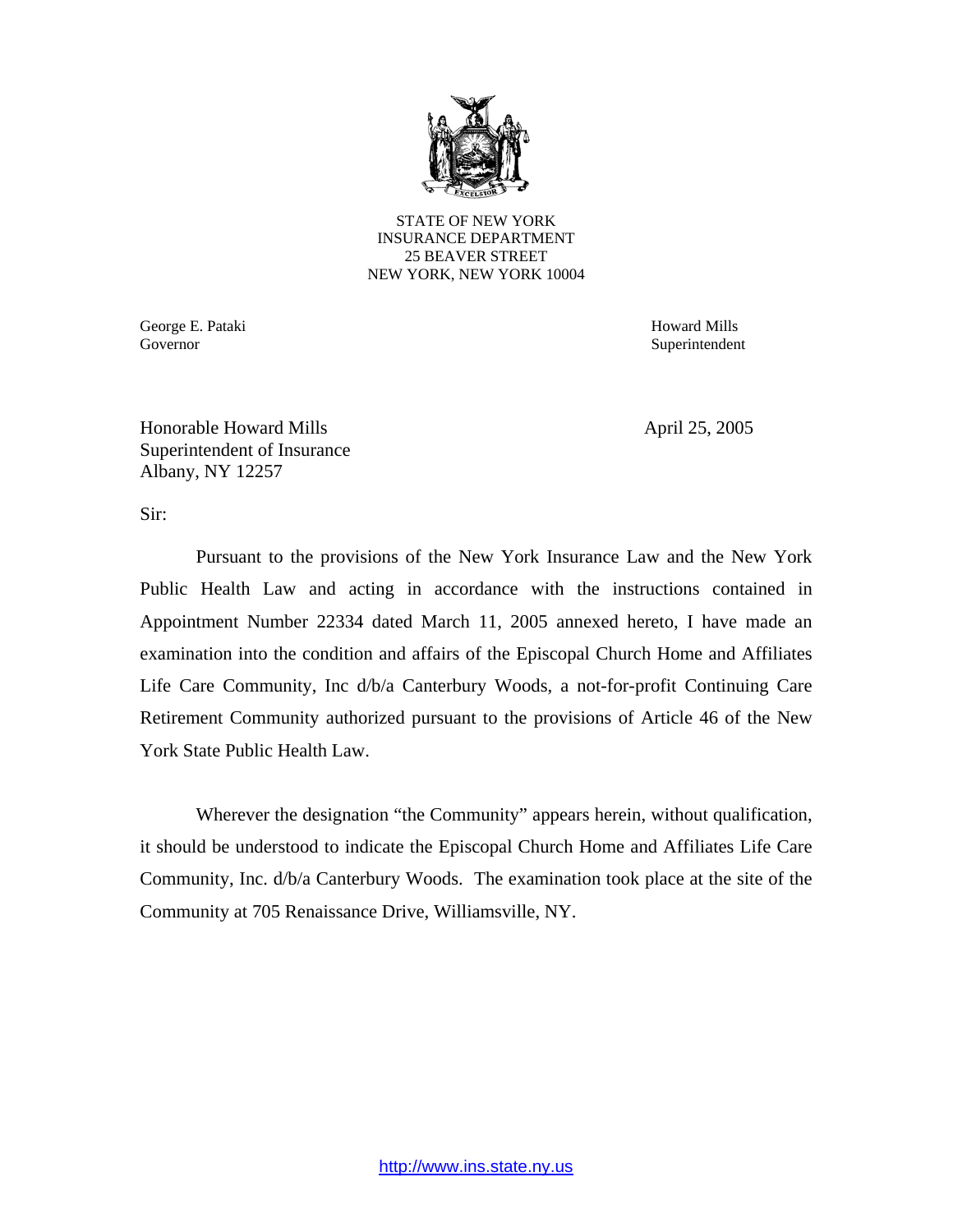STATE OF NEW YORK
INSURANCE DEPARTMENT
25 BEAVER STREET
NEW YORK, NEW YORK 10004

George E. Pataki
Governor

Howard Mills
Superintendent

Honorable Howard Mills
Superintendent of Insurance
Albany, NY 12257

April 25, 2005

Sir:

Pursuant to the provisions of the New York Insurance Law and the New York Public Health Law and acting in accordance with the instructions contained in Appointment Number 22334 dated March 11, 2005 annexed hereto, I have made an examination into the condition and affairs of the Episcopal Church Home and Affiliates Life Care Community, Inc d/b/a Canterbury Woods, a not-for-profit Continuing Care Retirement Community authorized pursuant to the provisions of Article 46 of the New York State Public Health Law.

Wherever the designation "the Community" appears herein, without qualification, it should be understood to indicate the Episcopal Church Home and Affiliates Life Care Community, Inc. d/b/a Canterbury Woods. The examination took place at the site of the Community at 705 Renaissance Drive, Williamsville, NY.

http://www.ins.state.ny.us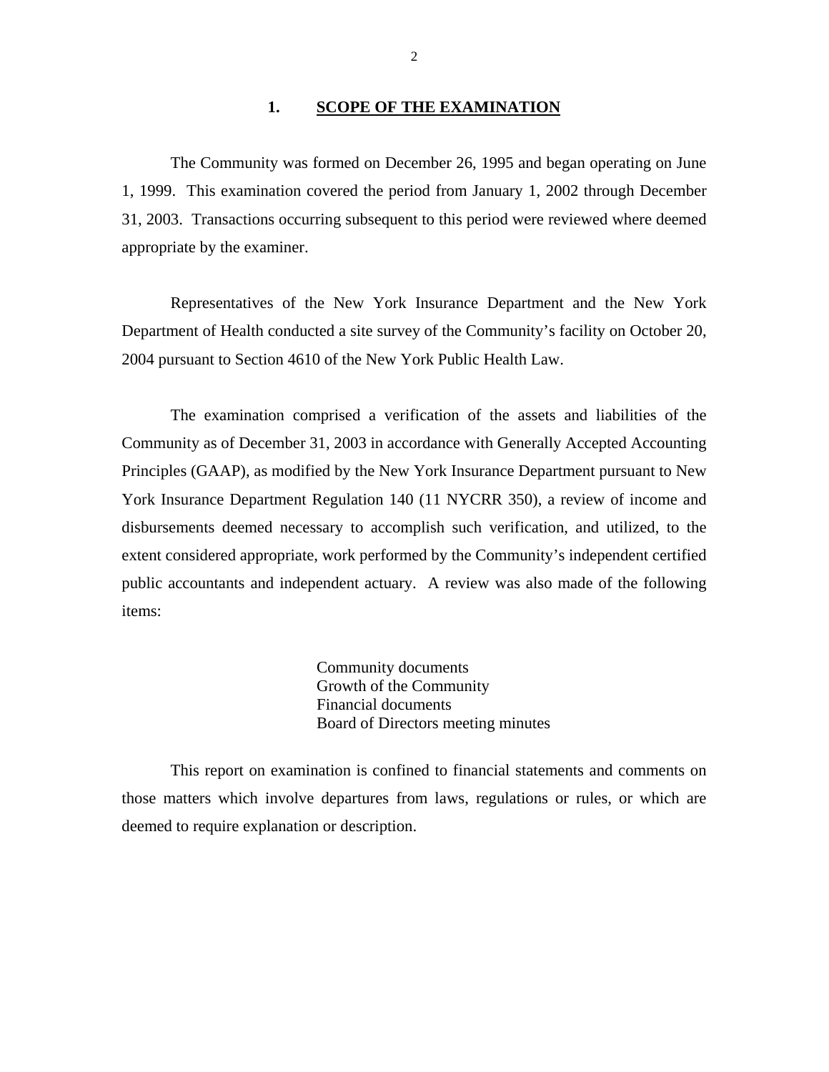## 1. SCOPE OF THE EXAMINATION

The Community was formed on December 26, 1995 and began operating on June 1, 1999. This examination covered the period from January 1, 2002 through December 31, 2003. Transactions occurring subsequent to this period were reviewed where deemed appropriate by the examiner.

Representatives of the New York Insurance Department and the New York Department of Health conducted a site survey of the Community's facility on October 20, 2004 pursuant to Section 4610 of the New York Public Health Law.

The examination comprised a verification of the assets and liabilities of the Community as of December 31, 2003 in accordance with Generally Accepted Accounting Principles (GAAP), as modified by the New York Insurance Department pursuant to New York Insurance Department Regulation 140 (11 NYCRR 350), a review of income and disbursements deemed necessary to accomplish such verification, and utilized, to the extent considered appropriate, work performed by the Community's independent certified public accountants and independent actuary. A review was also made of the following items:

Community documents
Growth of the Community
Financial documents
Board of Directors meeting minutes

This report on examination is confined to financial statements and comments on those matters which involve departures from laws, regulations or rules, or which are deemed to require explanation or description.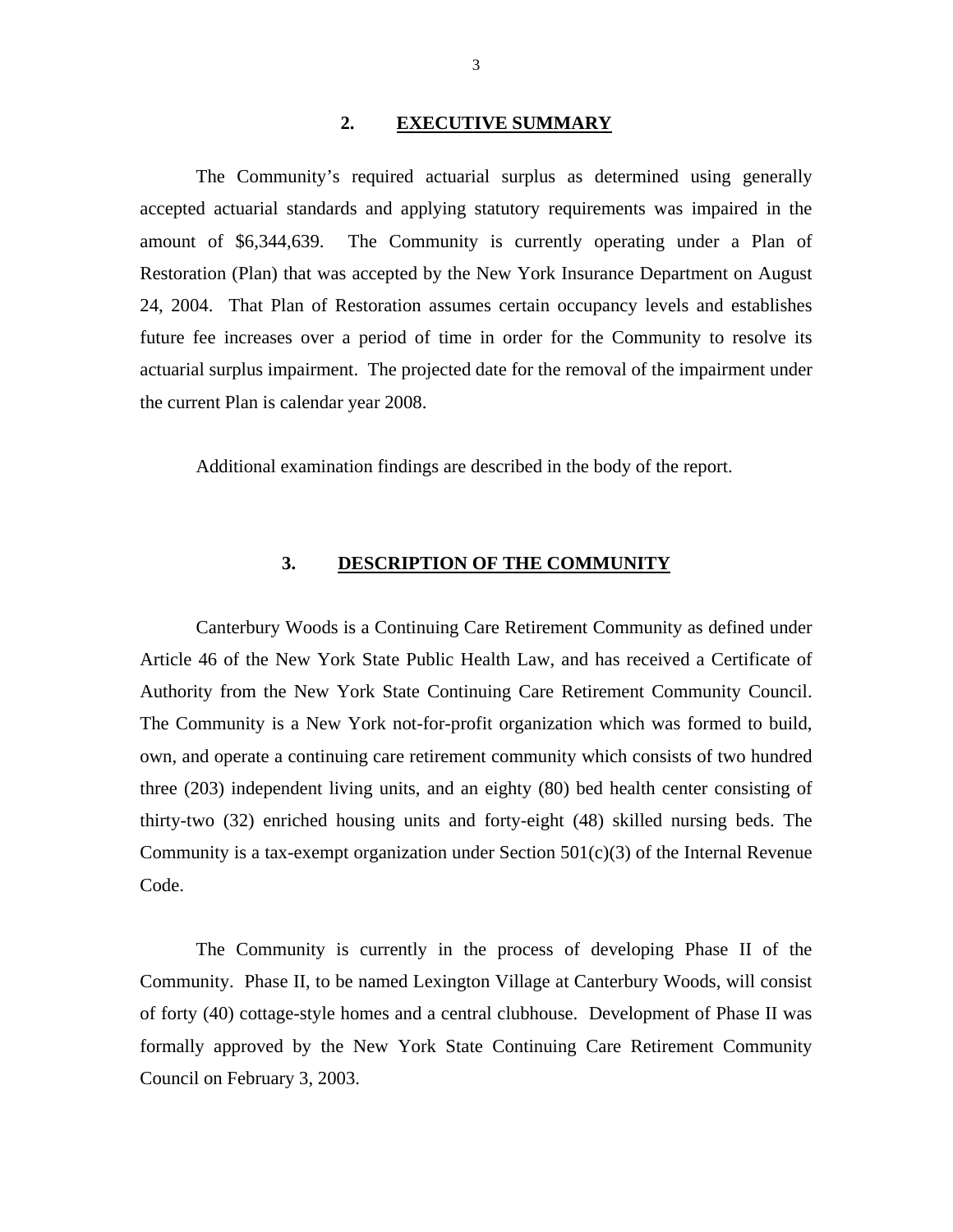## 2. EXECUTIVE SUMMARY

The Community's required actuarial surplus as determined using generally accepted actuarial standards and applying statutory requirements was impaired in the amount of $6,344,639. The Community is currently operating under a Plan of Restoration (Plan) that was accepted by the New York Insurance Department on August 24, 2004. That Plan of Restoration assumes certain occupancy levels and establishes future fee increases over a period of time in order for the Community to resolve its actuarial surplus impairment. The projected date for the removal of the impairment under the current Plan is calendar year 2008.

Additional examination findings are described in the body of the report.

## 3. DESCRIPTION OF THE COMMUNITY

Canterbury Woods is a Continuing Care Retirement Community as defined under Article 46 of the New York State Public Health Law, and has received a Certificate of Authority from the New York State Continuing Care Retirement Community Council. The Community is a New York not-for-profit organization which was formed to build, own, and operate a continuing care retirement community which consists of two hundred three (203) independent living units, and an eighty (80) bed health center consisting of thirty-two (32) enriched housing units and forty-eight (48) skilled nursing beds. The Community is a tax-exempt organization under Section 501(c)(3) of the Internal Revenue Code.

The Community is currently in the process of developing Phase II of the Community. Phase II, to be named Lexington Village at Canterbury Woods, will consist of forty (40) cottage-style homes and a central clubhouse. Development of Phase II was formally approved by the New York State Continuing Care Retirement Community Council on February 3, 2003.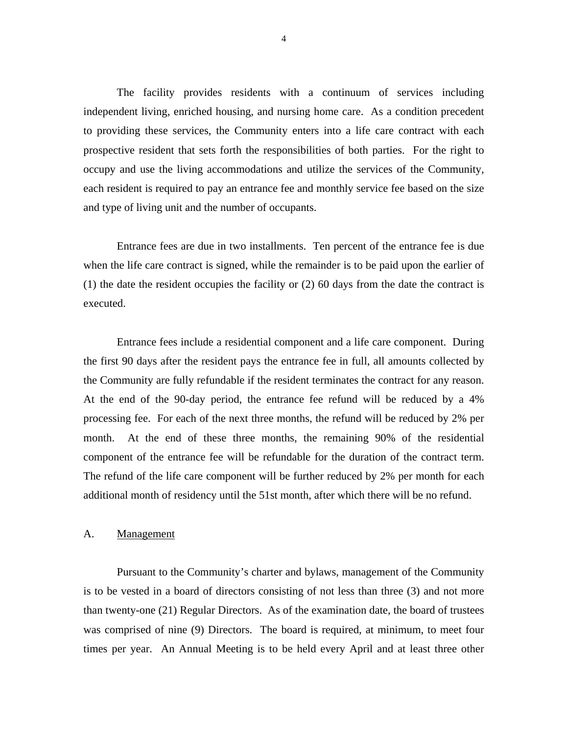The facility provides residents with a continuum of services including independent living, enriched housing, and nursing home care. As a condition precedent to providing these services, the Community enters into a life care contract with each prospective resident that sets forth the responsibilities of both parties. For the right to occupy and use the living accommodations and utilize the services of the Community, each resident is required to pay an entrance fee and monthly service fee based on the size and type of living unit and the number of occupants.

Entrance fees are due in two installments. Ten percent of the entrance fee is due when the life care contract is signed, while the remainder is to be paid upon the earlier of (1) the date the resident occupies the facility or (2) 60 days from the date the contract is executed.

Entrance fees include a residential component and a life care component. During the first 90 days after the resident pays the entrance fee in full, all amounts collected by the Community are fully refundable if the resident terminates the contract for any reason. At the end of the 90-day period, the entrance fee refund will be reduced by a 4% processing fee. For each of the next three months, the refund will be reduced by 2% per month. At the end of these three months, the remaining 90% of the residential component of the entrance fee will be refundable for the duration of the contract term. The refund of the life care component will be further reduced by 2% per month for each additional month of residency until the 51st month, after which there will be no refund.

## A. Management

Pursuant to the Community's charter and bylaws, management of the Community is to be vested in a board of directors consisting of not less than three (3) and not more than twenty-one (21) Regular Directors. As of the examination date, the board of trustees was comprised of nine (9) Directors. The board is required, at minimum, to meet four times per year. An Annual Meeting is to be held every April and at least three other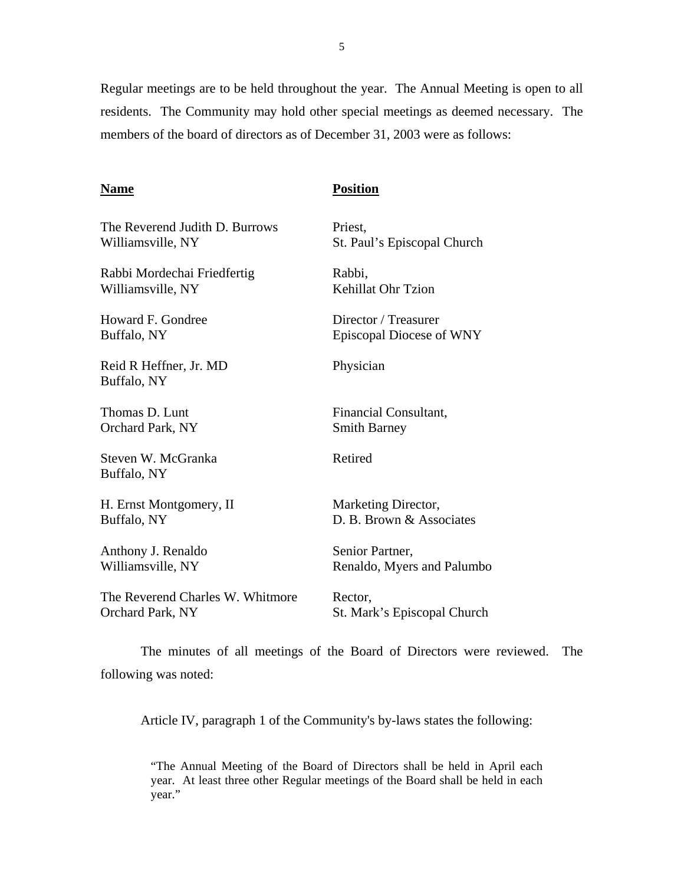Regular meetings are to be held throughout the year. The Annual Meeting is open to all residents. The Community may hold other special meetings as deemed necessary. The members of the board of directors as of December 31, 2003 were as follows:

| Name | Position |
|---|---|
| The Reverend Judith D. Burrows<br>Williamsville, NY | Priest,<br>St. Paul's Episcopal Church |
| Rabbi Mordechai Friedfertig<br>Williamsville, NY | Rabbi,<br>Kehillat Ohr Tzion |
| Howard F. Gondree<br>Buffalo, NY | Director / Treasurer<br>Episcopal Diocese of WNY |
| Reid R Heffner, Jr. MD<br>Buffalo, NY | Physician |
| Thomas D. Lunt<br>Orchard Park, NY | Financial Consultant,<br>Smith Barney |
| Steven W. McGranka<br>Buffalo, NY | Retired |
| H. Ernst Montgomery, II<br>Buffalo, NY | Marketing Director,<br>D. B. Brown & Associates |
| Anthony J. Renaldo<br>Williamsville, NY | Senior Partner,<br>Renaldo, Myers and Palumbo |
| The Reverend Charles W. Whitmore<br>Orchard Park, NY | Rector,<br>St. Mark's Episcopal Church |

The minutes of all meetings of the Board of Directors were reviewed. The following was noted:

Article IV, paragraph 1 of the Community's by-laws states the following:

> "The Annual Meeting of the Board of Directors shall be held in April each year. At least three other Regular meetings of the Board shall be held in each year."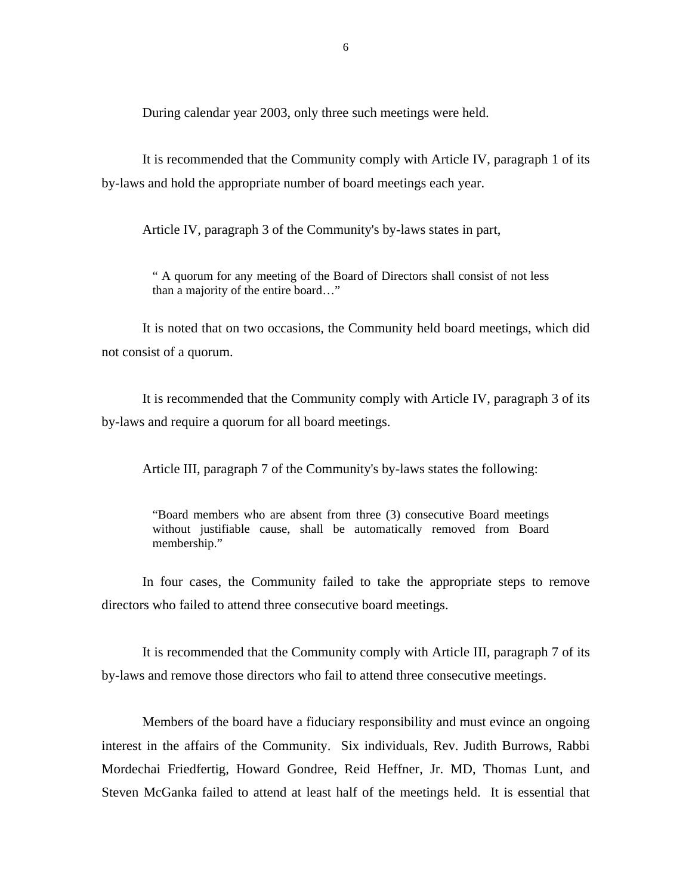During calendar year 2003, only three such meetings were held.

It is recommended that the Community comply with Article IV, paragraph 1 of its by-laws and hold the appropriate number of board meetings each year.

Article IV, paragraph 3 of the Community's by-laws states in part,

> " A quorum for any meeting of the Board of Directors shall consist of not less than a majority of the entire board…"

It is noted that on two occasions, the Community held board meetings, which did not consist of a quorum.

It is recommended that the Community comply with Article IV, paragraph 3 of its by-laws and require a quorum for all board meetings.

Article III, paragraph 7 of the Community's by-laws states the following:

> "Board members who are absent from three (3) consecutive Board meetings without justifiable cause, shall be automatically removed from Board membership."

In four cases, the Community failed to take the appropriate steps to remove directors who failed to attend three consecutive board meetings.

It is recommended that the Community comply with Article III, paragraph 7 of its by-laws and remove those directors who fail to attend three consecutive meetings.

Members of the board have a fiduciary responsibility and must evince an ongoing interest in the affairs of the Community. Six individuals, Rev. Judith Burrows, Rabbi Mordechai Friedfertig, Howard Gondree, Reid Heffner, Jr. MD, Thomas Lunt, and Steven McGanka failed to attend at least half of the meetings held. It is essential that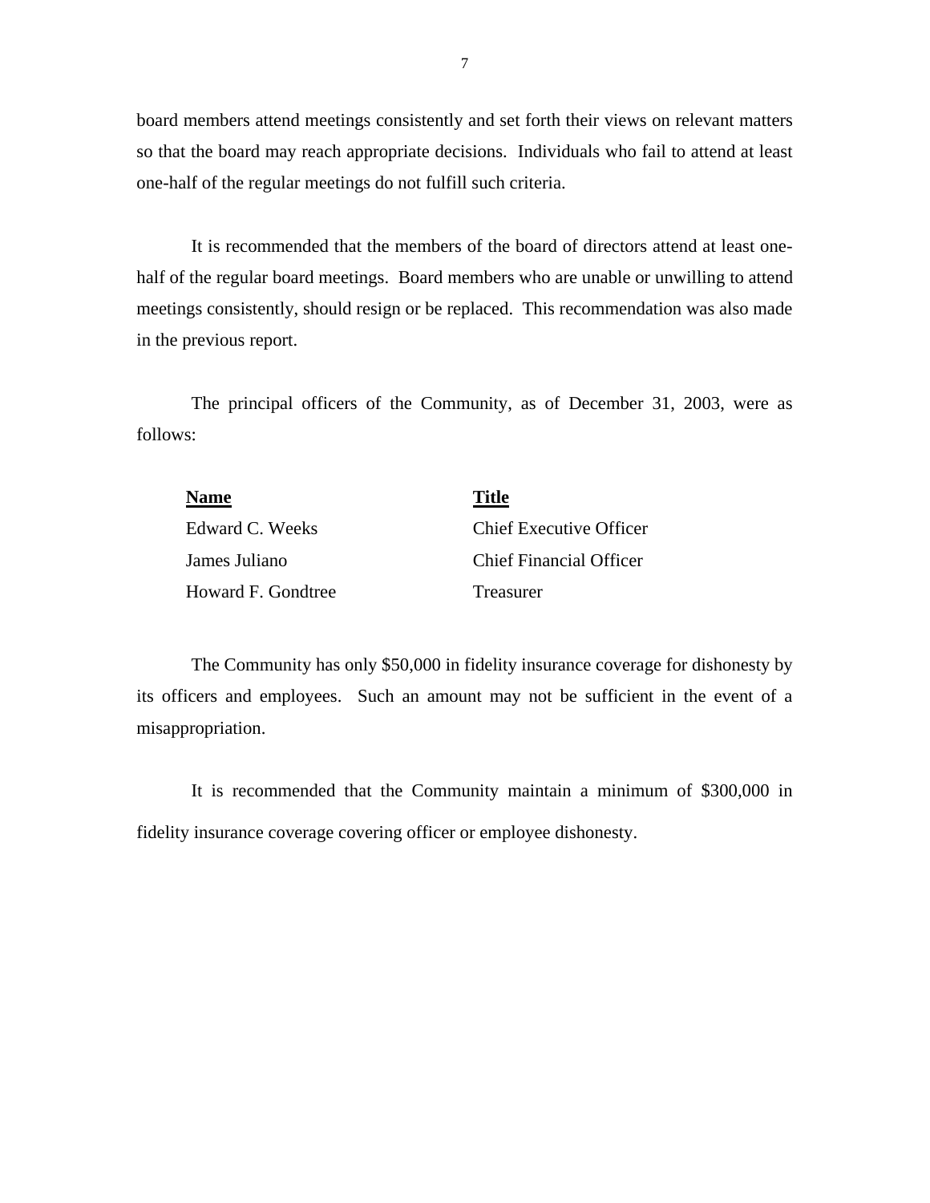board members attend meetings consistently and set forth their views on relevant matters so that the board may reach appropriate decisions. Individuals who fail to attend at least one-half of the regular meetings do not fulfill such criteria.

It is recommended that the members of the board of directors attend at least one-half of the regular board meetings. Board members who are unable or unwilling to attend meetings consistently, should resign or be replaced. This recommendation was also made in the previous report.

The principal officers of the Community, as of December 31, 2003, were as follows:

| Name | Title |
|---|---|
| Edward C. Weeks | Chief Executive Officer |
| James Juliano | Chief Financial Officer |
| Howard F. Gondtree | Treasurer |

The Community has only $50,000 in fidelity insurance coverage for dishonesty by its officers and employees. Such an amount may not be sufficient in the event of a misappropriation.

It is recommended that the Community maintain a minimum of $300,000 in fidelity insurance coverage covering officer or employee dishonesty.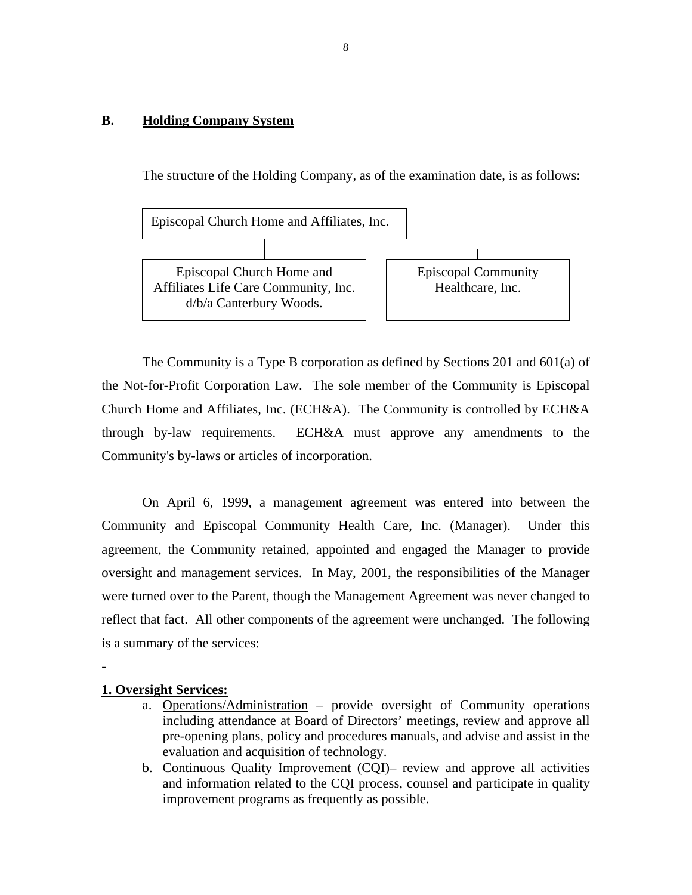## B. Holding Company System

The structure of the Holding Company, as of the examination date, is as follows:

Episcopal Church Home and Affiliates, Inc.

- Episcopal Church Home and Affiliates Life Care Community, Inc. d/b/a Canterbury Woods.
- Episcopal Community Healthcare, Inc.

The Community is a Type B corporation as defined by Sections 201 and 601(a) of the Not-for-Profit Corporation Law. The sole member of the Community is Episcopal Church Home and Affiliates, Inc. (ECH&A). The Community is controlled by ECH&A through by-law requirements. ECH&A must approve any amendments to the Community's by-laws or articles of incorporation.

On April 6, 1999, a management agreement was entered into between the Community and Episcopal Community Health Care, Inc. (Manager). Under this agreement, the Community retained, appointed and engaged the Manager to provide oversight and management services. In May, 2001, the responsibilities of the Manager were turned over to the Parent, though the Management Agreement was never changed to reflect that fact. All other components of the agreement were unchanged. The following is a summary of the services:

-

**1. Oversight Services:**

a. Operations/Administration – provide oversight of Community operations including attendance at Board of Directors' meetings, review and approve all pre-opening plans, policy and procedures manuals, and advise and assist in the evaluation and acquisition of technology.

b. Continuous Quality Improvement (CQI)– review and approve all activities and information related to the CQI process, counsel and participate in quality improvement programs as frequently as possible.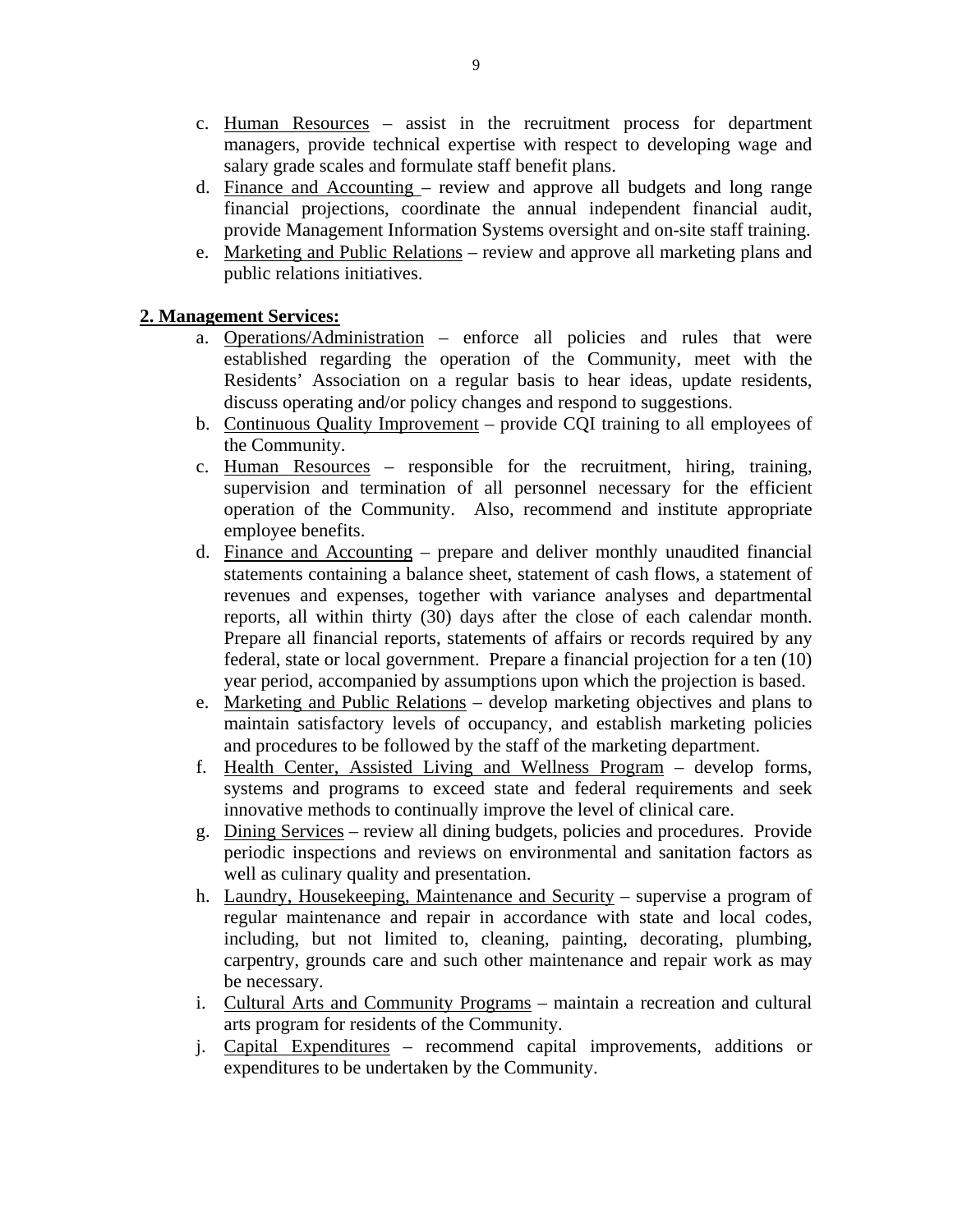c. Human Resources – assist in the recruitment process for department managers, provide technical expertise with respect to developing wage and salary grade scales and formulate staff benefit plans.
d. Finance and Accounting – review and approve all budgets and long range financial projections, coordinate the annual independent financial audit, provide Management Information Systems oversight and on-site staff training.
e. Marketing and Public Relations – review and approve all marketing plans and public relations initiatives.

**2. Management Services:**

a. Operations/Administration – enforce all policies and rules that were established regarding the operation of the Community, meet with the Residents' Association on a regular basis to hear ideas, update residents, discuss operating and/or policy changes and respond to suggestions.
b. Continuous Quality Improvement – provide CQI training to all employees of the Community.
c. Human Resources – responsible for the recruitment, hiring, training, supervision and termination of all personnel necessary for the efficient operation of the Community. Also, recommend and institute appropriate employee benefits.
d. Finance and Accounting – prepare and deliver monthly unaudited financial statements containing a balance sheet, statement of cash flows, a statement of revenues and expenses, together with variance analyses and departmental reports, all within thirty (30) days after the close of each calendar month. Prepare all financial reports, statements of affairs or records required by any federal, state or local government. Prepare a financial projection for a ten (10) year period, accompanied by assumptions upon which the projection is based.
e. Marketing and Public Relations – develop marketing objectives and plans to maintain satisfactory levels of occupancy, and establish marketing policies and procedures to be followed by the staff of the marketing department.
f. Health Center, Assisted Living and Wellness Program – develop forms, systems and programs to exceed state and federal requirements and seek innovative methods to continually improve the level of clinical care.
g. Dining Services – review all dining budgets, policies and procedures. Provide periodic inspections and reviews on environmental and sanitation factors as well as culinary quality and presentation.
h. Laundry, Housekeeping, Maintenance and Security – supervise a program of regular maintenance and repair in accordance with state and local codes, including, but not limited to, cleaning, painting, decorating, plumbing, carpentry, grounds care and such other maintenance and repair work as may be necessary.
i. Cultural Arts and Community Programs – maintain a recreation and cultural arts program for residents of the Community.
j. Capital Expenditures – recommend capital improvements, additions or expenditures to be undertaken by the Community.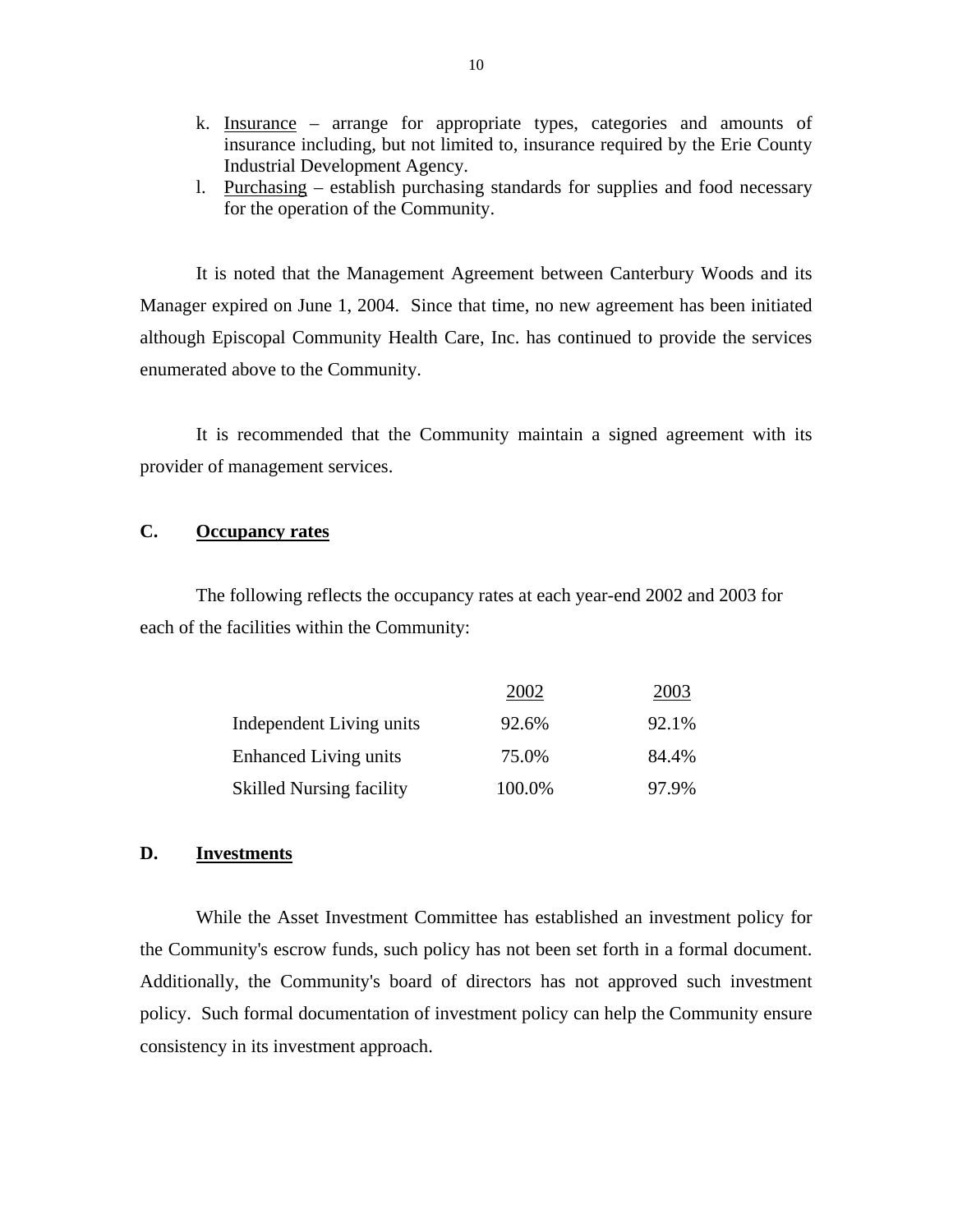k. Insurance – arrange for appropriate types, categories and amounts of insurance including, but not limited to, insurance required by the Erie County Industrial Development Agency.
l. Purchasing – establish purchasing standards for supplies and food necessary for the operation of the Community.

It is noted that the Management Agreement between Canterbury Woods and its Manager expired on June 1, 2004. Since that time, no new agreement has been initiated although Episcopal Community Health Care, Inc. has continued to provide the services enumerated above to the Community.

It is recommended that the Community maintain a signed agreement with its provider of management services.

## C. Occupancy rates

The following reflects the occupancy rates at each year-end 2002 and 2003 for each of the facilities within the Community:

| | 2002 | 2003 |
|---|---|---|
| Independent Living units | 92.6% | 92.1% |
| Enhanced Living units | 75.0% | 84.4% |
| Skilled Nursing facility | 100.0% | 97.9% |

## D. Investments

While the Asset Investment Committee has established an investment policy for the Community's escrow funds, such policy has not been set forth in a formal document. Additionally, the Community's board of directors has not approved such investment policy. Such formal documentation of investment policy can help the Community ensure consistency in its investment approach.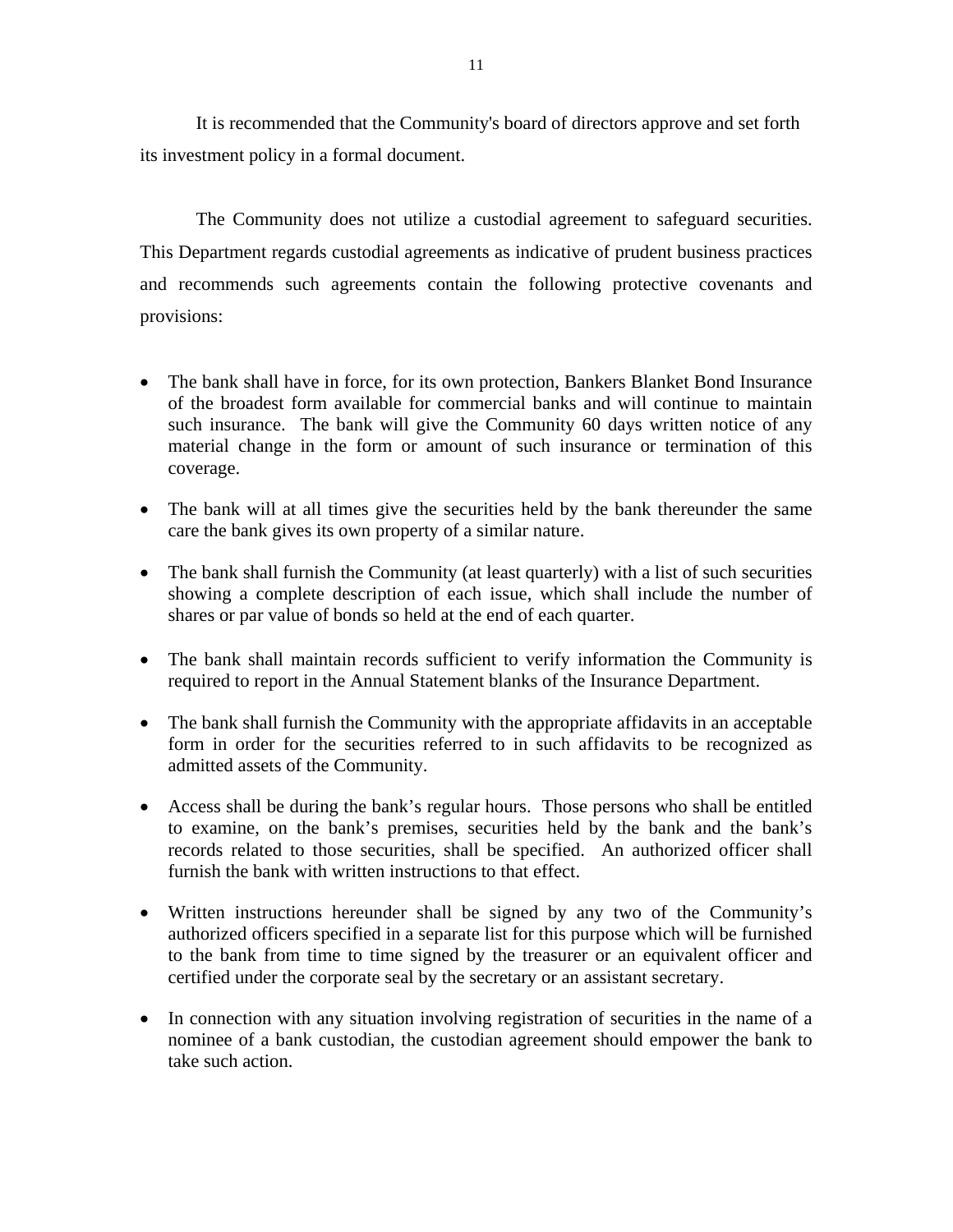It is recommended that the Community's board of directors approve and set forth its investment policy in a formal document.

The Community does not utilize a custodial agreement to safeguard securities. This Department regards custodial agreements as indicative of prudent business practices and recommends such agreements contain the following protective covenants and provisions:

- The bank shall have in force, for its own protection, Bankers Blanket Bond Insurance of the broadest form available for commercial banks and will continue to maintain such insurance. The bank will give the Community 60 days written notice of any material change in the form or amount of such insurance or termination of this coverage.
- The bank will at all times give the securities held by the bank thereunder the same care the bank gives its own property of a similar nature.
- The bank shall furnish the Community (at least quarterly) with a list of such securities showing a complete description of each issue, which shall include the number of shares or par value of bonds so held at the end of each quarter.
- The bank shall maintain records sufficient to verify information the Community is required to report in the Annual Statement blanks of the Insurance Department.
- The bank shall furnish the Community with the appropriate affidavits in an acceptable form in order for the securities referred to in such affidavits to be recognized as admitted assets of the Community.
- Access shall be during the bank's regular hours. Those persons who shall be entitled to examine, on the bank's premises, securities held by the bank and the bank's records related to those securities, shall be specified. An authorized officer shall furnish the bank with written instructions to that effect.
- Written instructions hereunder shall be signed by any two of the Community's authorized officers specified in a separate list for this purpose which will be furnished to the bank from time to time signed by the treasurer or an equivalent officer and certified under the corporate seal by the secretary or an assistant secretary.
- In connection with any situation involving registration of securities in the name of a nominee of a bank custodian, the custodian agreement should empower the bank to take such action.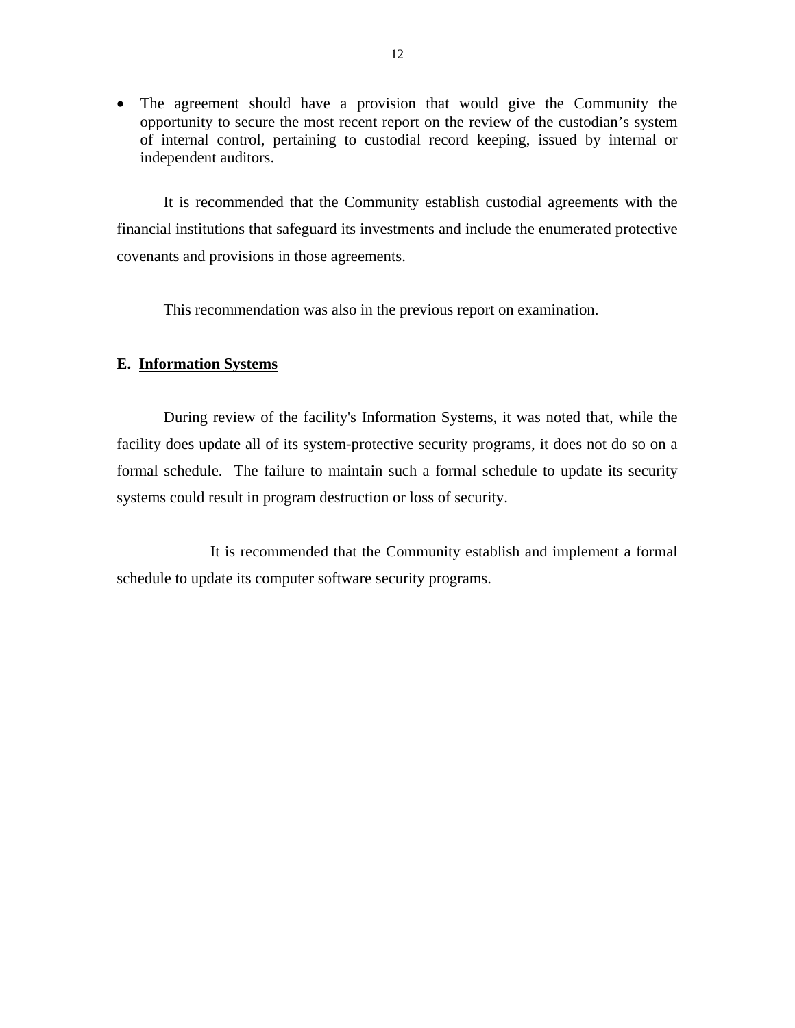- The agreement should have a provision that would give the Community the opportunity to secure the most recent report on the review of the custodian's system of internal control, pertaining to custodial record keeping, issued by internal or independent auditors.

It is recommended that the Community establish custodial agreements with the financial institutions that safeguard its investments and include the enumerated protective covenants and provisions in those agreements.

This recommendation was also in the previous report on examination.

**E. <u>Information Systems</u>**

During review of the facility's Information Systems, it was noted that, while the facility does update all of its system-protective security programs, it does not do so on a formal schedule. The failure to maintain such a formal schedule to update its security systems could result in program destruction or loss of security.

It is recommended that the Community establish and implement a formal schedule to update its computer software security programs.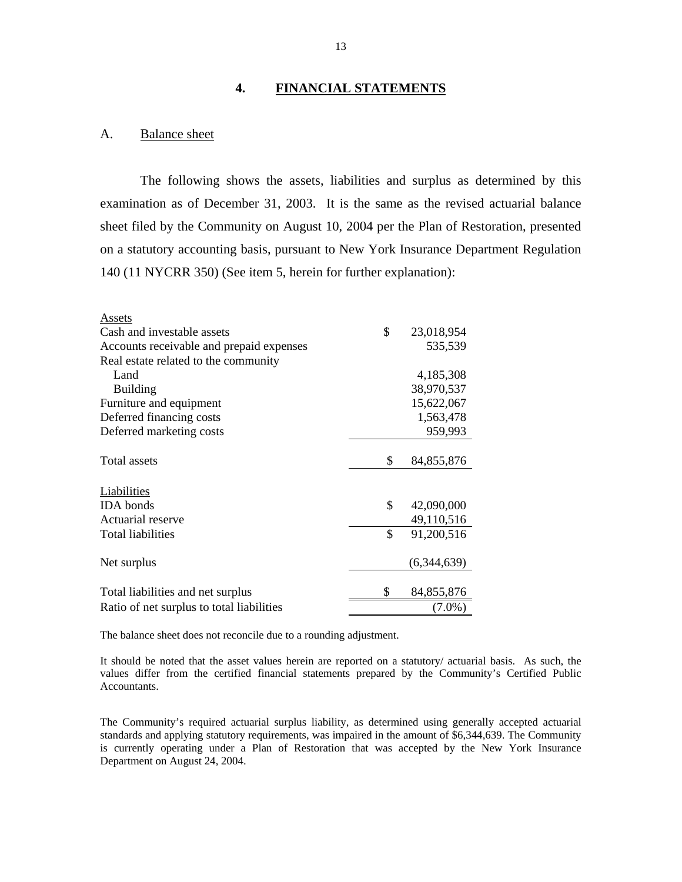## 4. FINANCIAL STATEMENTS

### A. Balance sheet

The following shows the assets, liabilities and surplus as determined by this examination as of December 31, 2003. It is the same as the revised actuarial balance sheet filed by the Community on August 10, 2004 per the Plan of Restoration, presented on a statutory accounting basis, pursuant to New York Insurance Department Regulation 140 (11 NYCRR 350) (See item 5, herein for further explanation):

| | | |
|---|---|---|
| Assets | | |
| Cash and investable assets | $ | 23,018,954 |
| Accounts receivable and prepaid expenses | | 535,539 |
| Real estate related to the community | | |
| Land | | 4,185,308 |
| Building | | 38,970,537 |
| Furniture and equipment | | 15,622,067 |
| Deferred financing costs | | 1,563,478 |
| Deferred marketing costs | | 959,993 |
| Total assets | $ | 84,855,876 |
| Liabilities | | |
| IDA bonds | $ | 42,090,000 |
| Actuarial reserve | | 49,110,516 |
| Total liabilities | $ | 91,200,516 |
| Net surplus | | (6,344,639) |
| Total liabilities and net surplus | $ | 84,855,876 |
| Ratio of net surplus to total liabilities | | (7.0%) |

The balance sheet does not reconcile due to a rounding adjustment.

It should be noted that the asset values herein are reported on a statutory/ actuarial basis. As such, the values differ from the certified financial statements prepared by the Community's Certified Public Accountants.

The Community's required actuarial surplus liability, as determined using generally accepted actuarial standards and applying statutory requirements, was impaired in the amount of $6,344,639. The Community is currently operating under a Plan of Restoration that was accepted by the New York Insurance Department on August 24, 2004.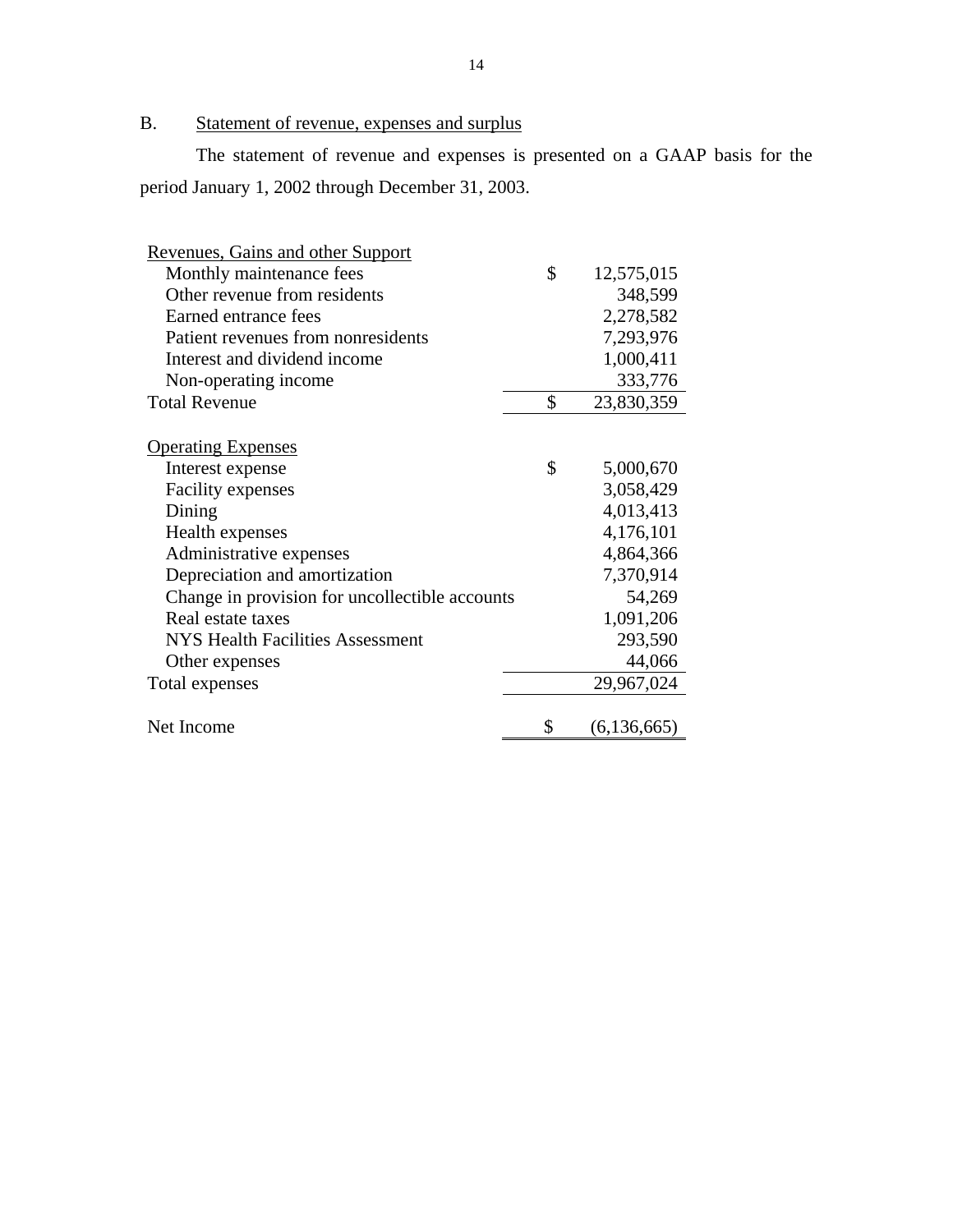B. Statement of revenue, expenses and surplus

The statement of revenue and expenses is presented on a GAAP basis for the period January 1, 2002 through December 31, 2003.

| | | |
|---|---|---|
| Revenues, Gains and other Support | | |
| Monthly maintenance fees | $ | 12,575,015 |
| Other revenue from residents | | 348,599 |
| Earned entrance fees | | 2,278,582 |
| Patient revenues from nonresidents | | 7,293,976 |
| Interest and dividend income | | 1,000,411 |
| Non-operating income | | 333,776 |
| Total Revenue | $ | 23,830,359 |
| | | |
| Operating Expenses | | |
| Interest expense | $ | 5,000,670 |
| Facility expenses | | 3,058,429 |
| Dining | | 4,013,413 |
| Health expenses | | 4,176,101 |
| Administrative expenses | | 4,864,366 |
| Depreciation and amortization | | 7,370,914 |
| Change in provision for uncollectible accounts | | 54,269 |
| Real estate taxes | | 1,091,206 |
| NYS Health Facilities Assessment | | 293,590 |
| Other expenses | | 44,066 |
| Total expenses | | 29,967,024 |
| | | |
| Net Income | $ | (6,136,665) |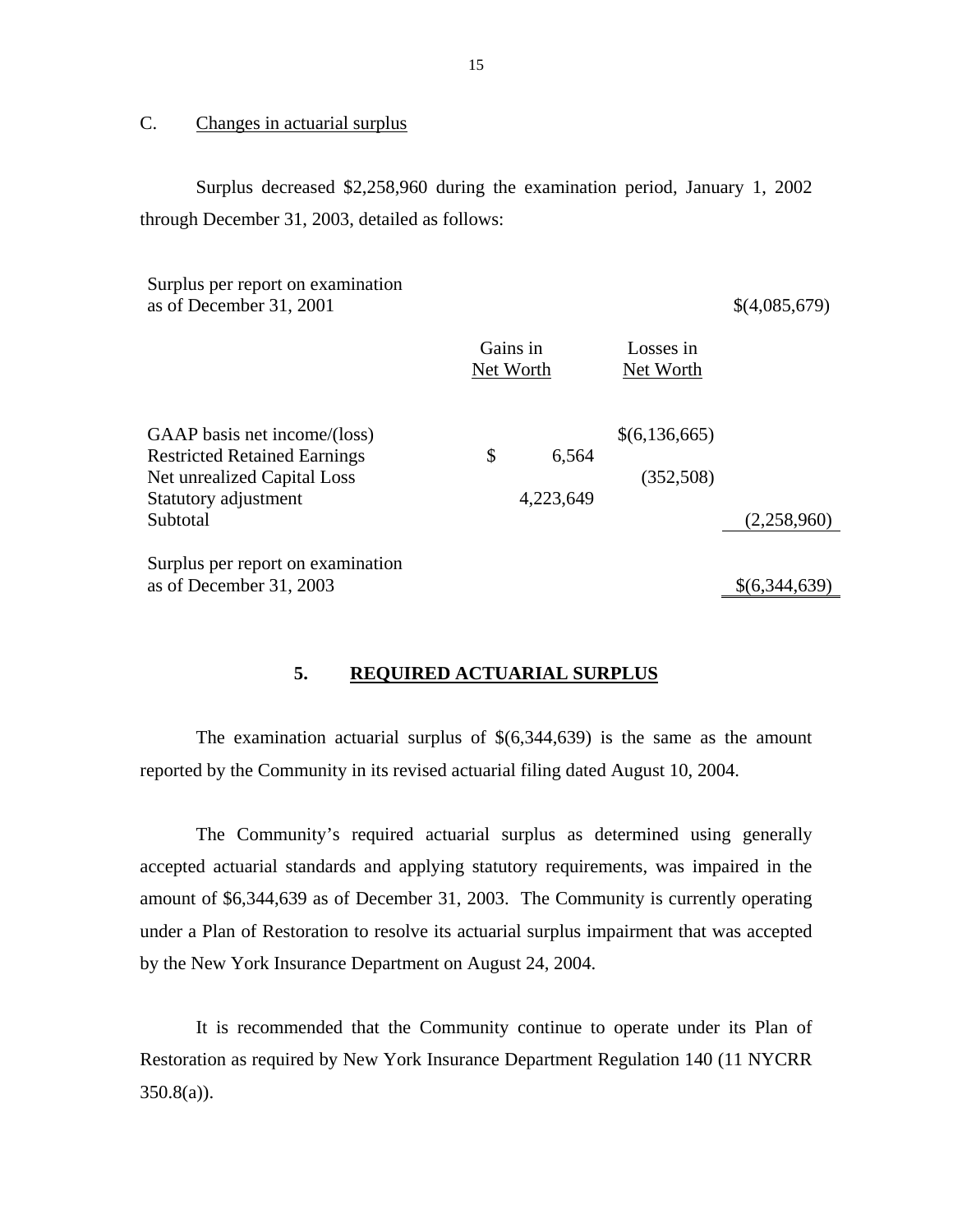C. Changes in actuarial surplus

Surplus decreased $2,258,960 during the examination period, January 1, 2002 through December 31, 2003, detailed as follows:

| | Gains in Net Worth | Losses in Net Worth | |
|---|---|---|---|
| Surplus per report on examination as of December 31, 2001 | | | $(4,085,679) |
| GAAP basis net income/(loss) | | $(6,136,665) | |
| Restricted Retained Earnings | $ 6,564 | | |
| Net unrealized Capital Loss | | (352,508) | |
| Statutory adjustment | 4,223,649 | | |
| Subtotal | | | (2,258,960) |
| Surplus per report on examination as of December 31, 2003 | | | $(6,344,639) |

## 5. REQUIRED ACTUARIAL SURPLUS

The examination actuarial surplus of $(6,344,639) is the same as the amount reported by the Community in its revised actuarial filing dated August 10, 2004.

The Community's required actuarial surplus as determined using generally accepted actuarial standards and applying statutory requirements, was impaired in the amount of $6,344,639 as of December 31, 2003. The Community is currently operating under a Plan of Restoration to resolve its actuarial surplus impairment that was accepted by the New York Insurance Department on August 24, 2004.

It is recommended that the Community continue to operate under its Plan of Restoration as required by New York Insurance Department Regulation 140 (11 NYCRR 350.8(a)).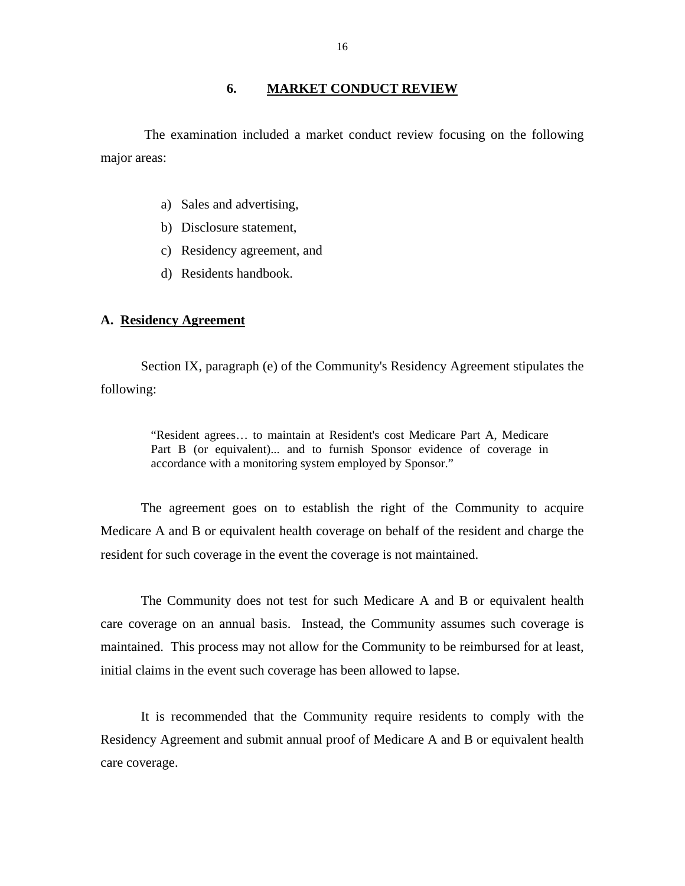## 6. MARKET CONDUCT REVIEW

The examination included a market conduct review focusing on the following major areas:

a) Sales and advertising,
b) Disclosure statement,
c) Residency agreement, and
d) Residents handbook.

### A. Residency Agreement

Section IX, paragraph (e) of the Community's Residency Agreement stipulates the following:

> "Resident agrees… to maintain at Resident's cost Medicare Part A, Medicare Part B (or equivalent)... and to furnish Sponsor evidence of coverage in accordance with a monitoring system employed by Sponsor."

The agreement goes on to establish the right of the Community to acquire Medicare A and B or equivalent health coverage on behalf of the resident and charge the resident for such coverage in the event the coverage is not maintained.

The Community does not test for such Medicare A and B or equivalent health care coverage on an annual basis. Instead, the Community assumes such coverage is maintained. This process may not allow for the Community to be reimbursed for at least, initial claims in the event such coverage has been allowed to lapse.

It is recommended that the Community require residents to comply with the Residency Agreement and submit annual proof of Medicare A and B or equivalent health care coverage.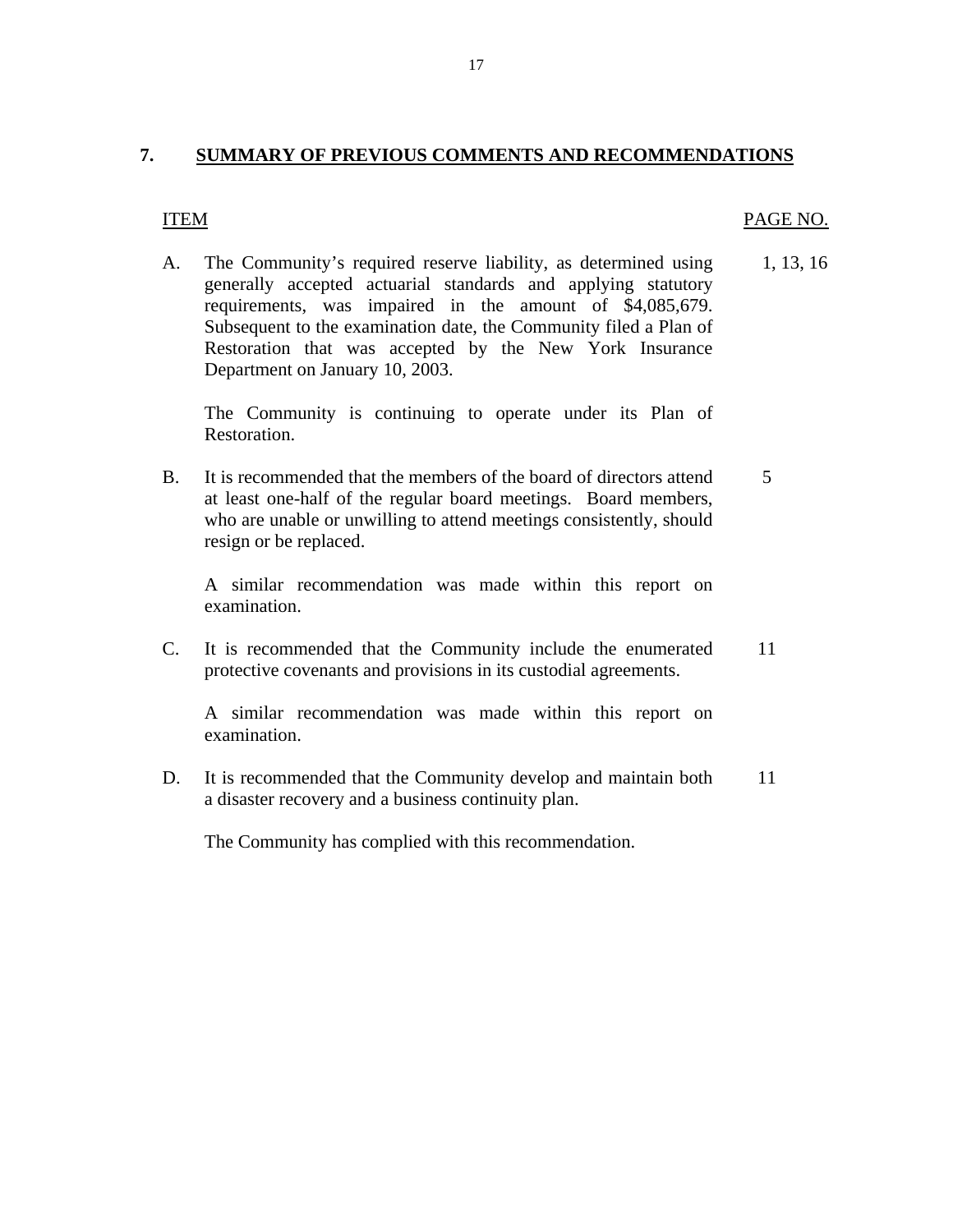## 7. SUMMARY OF PREVIOUS COMMENTS AND RECOMMENDATIONS

| ITEM | | PAGE NO. |
|---|---|---|
| A. | The Community's required reserve liability, as determined using generally accepted actuarial standards and applying statutory requirements, was impaired in the amount of $4,085,679. Subsequent to the examination date, the Community filed a Plan of Restoration that was accepted by the New York Insurance Department on January 10, 2003.<br><br>The Community is continuing to operate under its Plan of Restoration. | 1, 13, 16 |
| B. | It is recommended that the members of the board of directors attend at least one-half of the regular board meetings. Board members, who are unable or unwilling to attend meetings consistently, should resign or be replaced.<br><br>A similar recommendation was made within this report on examination. | 5 |
| C. | It is recommended that the Community include the enumerated protective covenants and provisions in its custodial agreements.<br><br>A similar recommendation was made within this report on examination. | 11 |
| D. | It is recommended that the Community develop and maintain both a disaster recovery and a business continuity plan.<br><br>The Community has complied with this recommendation. | 11 |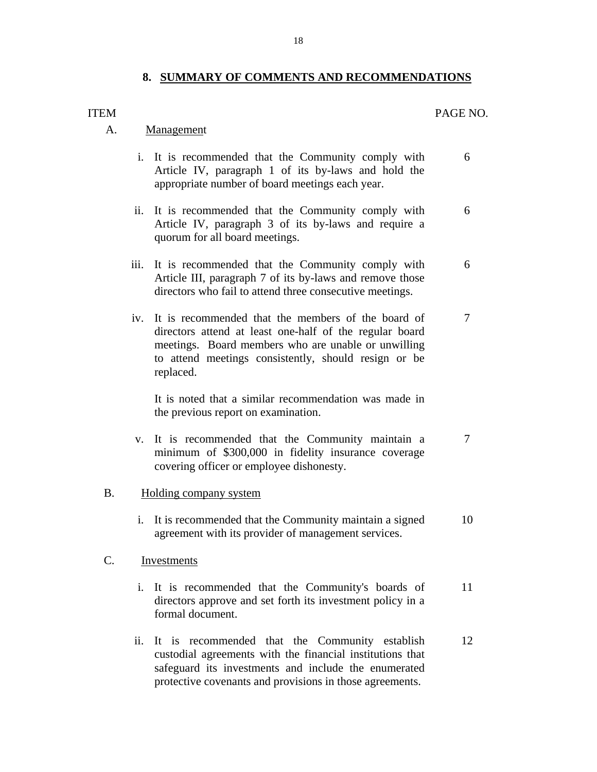## 8. SUMMARY OF COMMENTS AND RECOMMENDATIONS

| ITEM | | PAGE NO. |
|---|---|---|
| A. | Management | |
| | i. It is recommended that the Community comply with Article IV, paragraph 1 of its by-laws and hold the appropriate number of board meetings each year. | 6 |
| | ii. It is recommended that the Community comply with Article IV, paragraph 3 of its by-laws and require a quorum for all board meetings. | 6 |
| | iii. It is recommended that the Community comply with Article III, paragraph 7 of its by-laws and remove those directors who fail to attend three consecutive meetings. | 6 |
| | iv. It is recommended that the members of the board of directors attend at least one-half of the regular board meetings. Board members who are unable or unwilling to attend meetings consistently, should resign or be replaced. It is noted that a similar recommendation was made in the previous report on examination. | 7 |
| | v. It is recommended that the Community maintain a minimum of $300,000 in fidelity insurance coverage covering officer or employee dishonesty. | 7 |
| B. | Holding company system | |
| | i. It is recommended that the Community maintain a signed agreement with its provider of management services. | 10 |
| C. | Investments | |
| | i. It is recommended that the Community's boards of directors approve and set forth its investment policy in a formal document. | 11 |
| | ii. It is recommended that the Community establish custodial agreements with the financial institutions that safeguard its investments and include the enumerated protective covenants and provisions in those agreements. | 12 |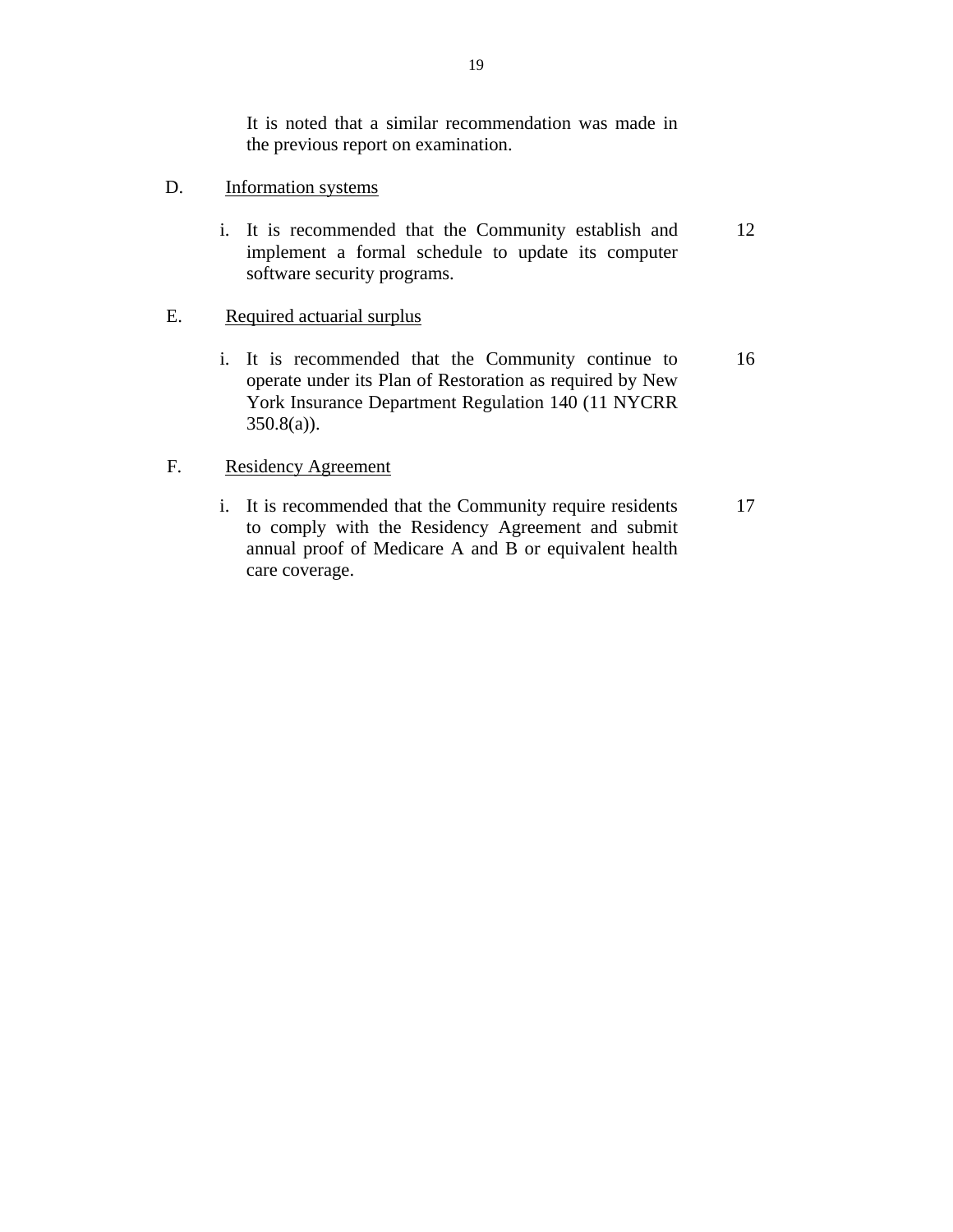It is noted that a similar recommendation was made in the previous report on examination.

D. Information systems

| | Recommendation | Page No. |
|---|---|---|
| i. | It is recommended that the Community establish and implement a formal schedule to update its computer software security programs. | 12 |

E. Required actuarial surplus

| | Recommendation | Page No. |
|---|---|---|
| i. | It is recommended that the Community continue to operate under its Plan of Restoration as required by New York Insurance Department Regulation 140 (11 NYCRR 350.8(a)). | 16 |

F. Residency Agreement

| | Recommendation | Page No. |
|---|---|---|
| i. | It is recommended that the Community require residents to comply with the Residency Agreement and submit annual proof of Medicare A and B or equivalent health care coverage. | 17 |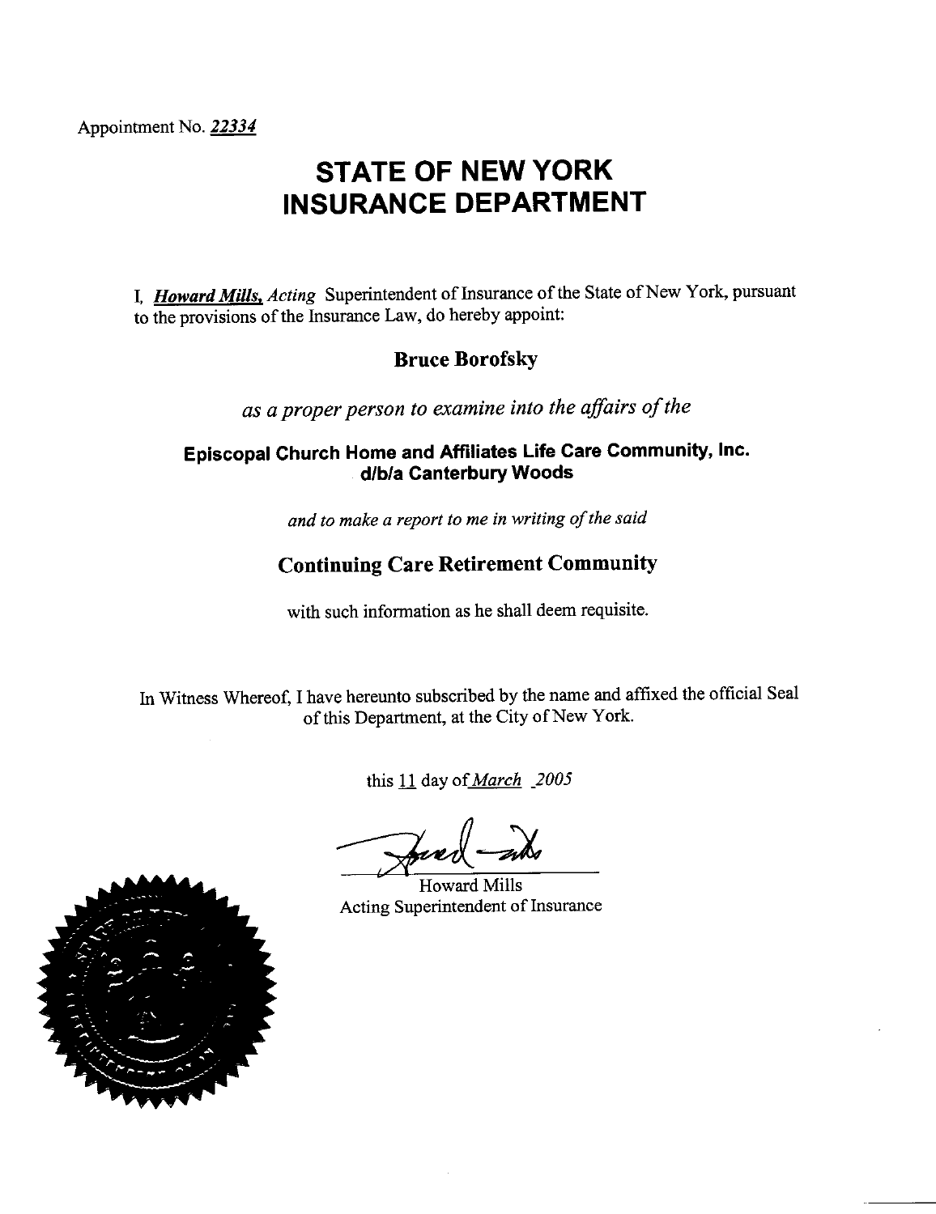Appointment No. *22334*

# STATE OF NEW YORK
# INSURANCE DEPARTMENT

I, ***Howard Mills,*** *Acting* Superintendent of Insurance of the State of New York, pursuant to the provisions of the Insurance Law, do hereby appoint:

**Bruce Borofsky**

*as a proper person to examine into the affairs of the*

**Episcopal Church Home and Affiliates Life Care Community, Inc.**
**d/b/a Canterbury Woods**

*and to make a report to me in writing of the said*

**Continuing Care Retirement Community**

with such information as he shall deem requisite.

In Witness Whereof, I have hereunto subscribed by the name and affixed the official Seal of this Department, at the City of New York.

this 11 day of *March* *2005*

Howard Mills
Acting Superintendent of Insurance